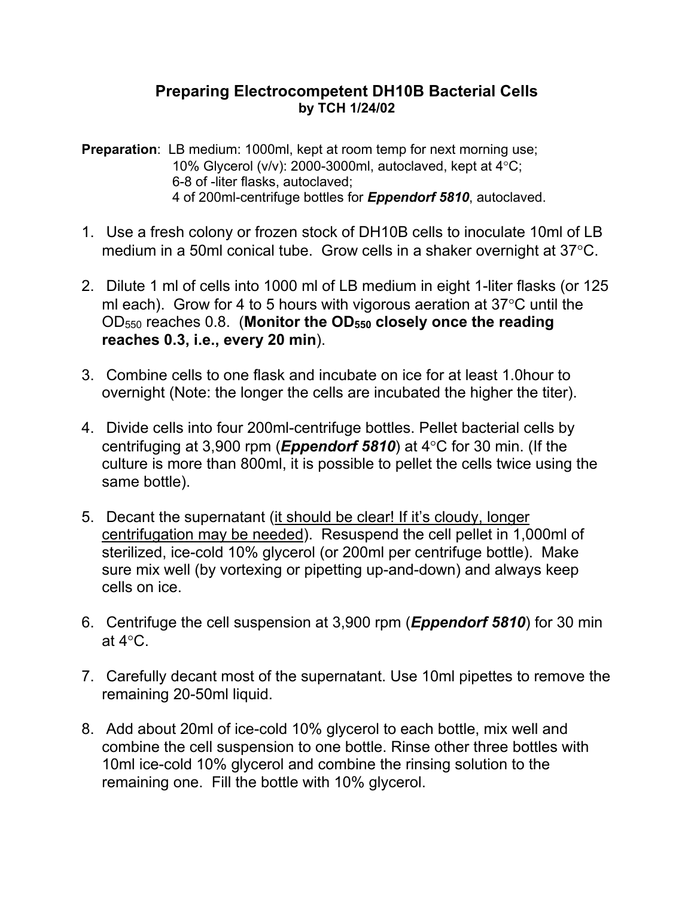# Preparing Electrocompetent DH10B Bacterial Cells

**by TCH 1/24/02**

**Preparation**: LB medium: 1000ml, kept at room temp for next morning use;
10% Glycerol (v/v): 2000-3000ml, autoclaved, kept at 4°C;
6-8 of -liter flasks, autoclaved;
4 of 200ml-centrifuge bottles for ***Eppendorf 5810***, autoclaved.

1. Use a fresh colony or frozen stock of DH10B cells to inoculate 10ml of LB medium in a 50ml conical tube. Grow cells in a shaker overnight at 37°C.

2. Dilute 1 ml of cells into 1000 ml of LB medium in eight 1-liter flasks (or 125 ml each). Grow for 4 to 5 hours with vigorous aeration at 37°C until the $OD_{550}$ reaches 0.8. (**Monitor the $OD_{550}$ closely once the reading reaches 0.3, i.e., every 20 min**).

3. Combine cells to one flask and incubate on ice for at least 1.0hour to overnight (Note: the longer the cells are incubated the higher the titer).

4. Divide cells into four 200ml-centrifuge bottles. Pellet bacterial cells by centrifuging at 3,900 rpm (***Eppendorf 5810***) at 4°C for 30 min. (If the culture is more than 800ml, it is possible to pellet the cells twice using the same bottle).

5. Decant the supernatant (<u>it should be clear! If it's cloudy, longer centrifugation may be needed</u>). Resuspend the cell pellet in 1,000ml of sterilized, ice-cold 10% glycerol (or 200ml per centrifuge bottle). Make sure mix well (by vortexing or pipetting up-and-down) and always keep cells on ice.

6. Centrifuge the cell suspension at 3,900 rpm (***Eppendorf 5810***) for 30 min at 4°C.

7. Carefully decant most of the supernatant. Use 10ml pipettes to remove the remaining 20-50ml liquid.

8. Add about 20ml of ice-cold 10% glycerol to each bottle, mix well and combine the cell suspension to one bottle. Rinse other three bottles with 10ml ice-cold 10% glycerol and combine the rinsing solution to the remaining one. Fill the bottle with 10% glycerol.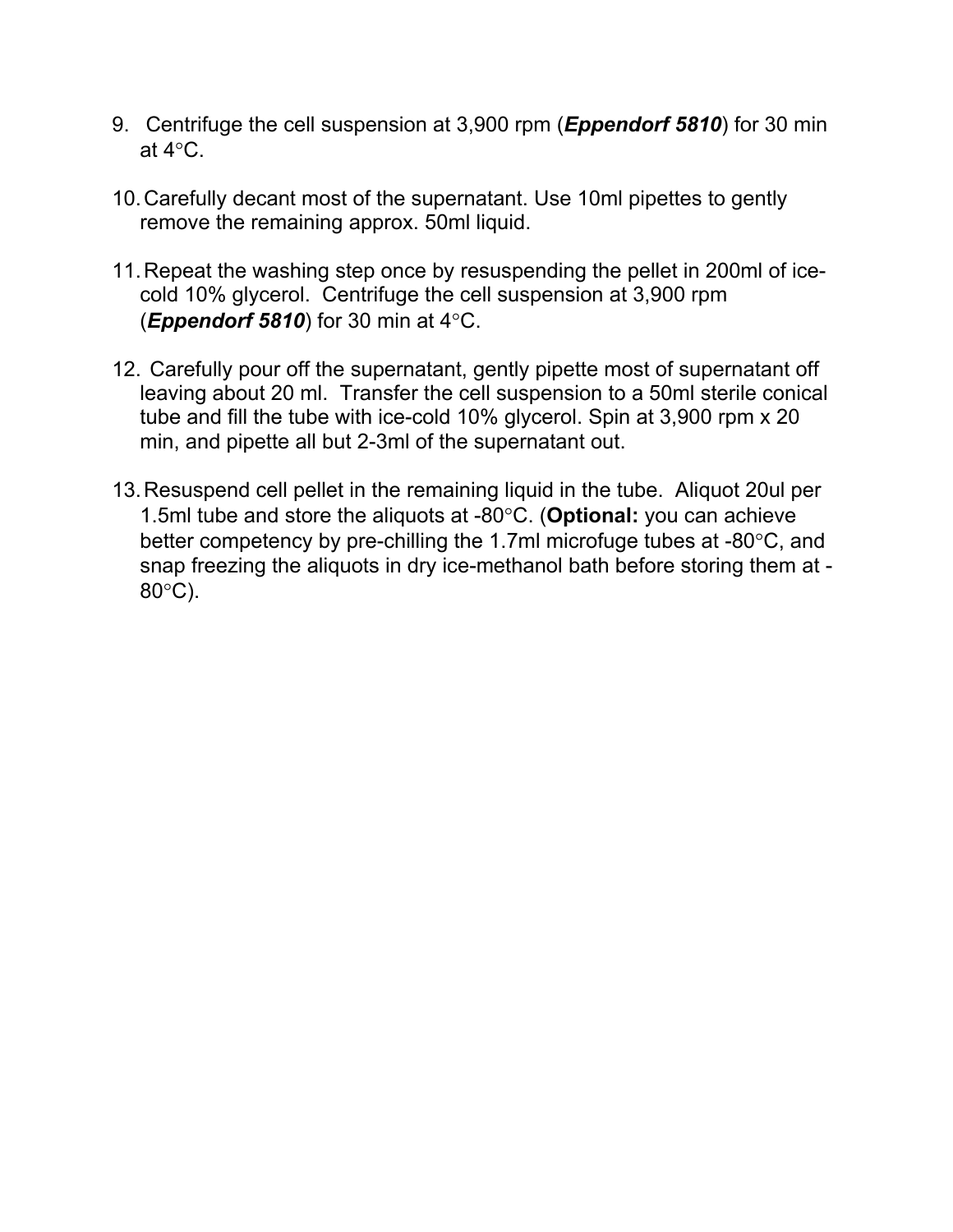9. Centrifuge the cell suspension at 3,900 rpm (***Eppendorf 5810***) for 30 min at 4°C.

10. Carefully decant most of the supernatant. Use 10ml pipettes to gently remove the remaining approx. 50ml liquid.

11. Repeat the washing step once by resuspending the pellet in 200ml of ice-cold 10% glycerol. Centrifuge the cell suspension at 3,900 rpm (***Eppendorf 5810***) for 30 min at 4°C.

12. Carefully pour off the supernatant, gently pipette most of supernatant off leaving about 20 ml. Transfer the cell suspension to a 50ml sterile conical tube and fill the tube with ice-cold 10% glycerol. Spin at 3,900 rpm x 20 min, and pipette all but 2-3ml of the supernatant out.

13. Resuspend cell pellet in the remaining liquid in the tube. Aliquot 20ul per 1.5ml tube and store the aliquots at -80°C. (**Optional:** you can achieve better competency by pre-chilling the 1.7ml microfuge tubes at -80°C, and snap freezing the aliquots in dry ice-methanol bath before storing them at -80°C).